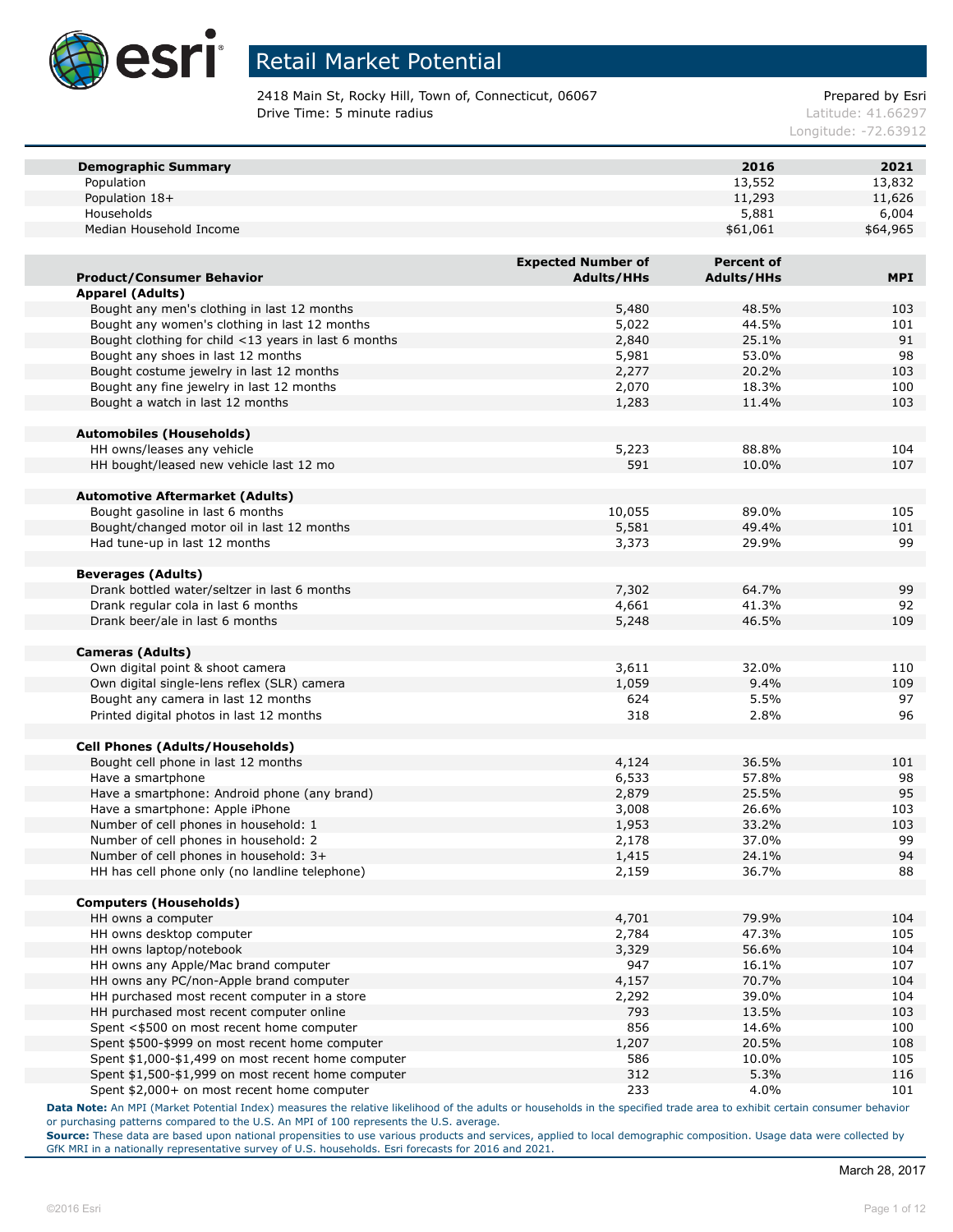# Retail Market Potential

2418 Main St, Rocky Hill, Town of, Connecticut, 06067
Drive Time: 5 minute radius

Prepared by Esri
Latitude: 41.66297
Longitude: -72.63912

| Demographic Summary | 2016 | 2021 |
|---|---|---|
| Population | 13,552 | 13,832 |
| Population 18+ | 11,293 | 11,626 |
| Households | 5,881 | 6,004 |
| Median Household Income | $61,061 | $64,965 |

| Product/Consumer Behavior | Expected Number of Adults/HHs | Percent of Adults/HHs | MPI |
|---|---|---|---|
| **Apparel (Adults)** | | | |
| Bought any men's clothing in last 12 months | 5,480 | 48.5% | 103 |
| Bought any women's clothing in last 12 months | 5,022 | 44.5% | 101 |
| Bought clothing for child <13 years in last 6 months | 2,840 | 25.1% | 91 |
| Bought any shoes in last 12 months | 5,981 | 53.0% | 98 |
| Bought costume jewelry in last 12 months | 2,277 | 20.2% | 103 |
| Bought any fine jewelry in last 12 months | 2,070 | 18.3% | 100 |
| Bought a watch in last 12 months | 1,283 | 11.4% | 103 |
| **Automobiles (Households)** | | | |
| HH owns/leases any vehicle | 5,223 | 88.8% | 104 |
| HH bought/leased new vehicle last 12 mo | 591 | 10.0% | 107 |
| **Automotive Aftermarket (Adults)** | | | |
| Bought gasoline in last 6 months | 10,055 | 89.0% | 105 |
| Bought/changed motor oil in last 12 months | 5,581 | 49.4% | 101 |
| Had tune-up in last 12 months | 3,373 | 29.9% | 99 |
| **Beverages (Adults)** | | | |
| Drank bottled water/seltzer in last 6 months | 7,302 | 64.7% | 99 |
| Drank regular cola in last 6 months | 4,661 | 41.3% | 92 |
| Drank beer/ale in last 6 months | 5,248 | 46.5% | 109 |
| **Cameras (Adults)** | | | |
| Own digital point & shoot camera | 3,611 | 32.0% | 110 |
| Own digital single-lens reflex (SLR) camera | 1,059 | 9.4% | 109 |
| Bought any camera in last 12 months | 624 | 5.5% | 97 |
| Printed digital photos in last 12 months | 318 | 2.8% | 96 |
| **Cell Phones (Adults/Households)** | | | |
| Bought cell phone in last 12 months | 4,124 | 36.5% | 101 |
| Have a smartphone | 6,533 | 57.8% | 98 |
| Have a smartphone: Android phone (any brand) | 2,879 | 25.5% | 95 |
| Have a smartphone: Apple iPhone | 3,008 | 26.6% | 103 |
| Number of cell phones in household: 1 | 1,953 | 33.2% | 103 |
| Number of cell phones in household: 2 | 2,178 | 37.0% | 99 |
| Number of cell phones in household: 3+ | 1,415 | 24.1% | 94 |
| HH has cell phone only (no landline telephone) | 2,159 | 36.7% | 88 |
| **Computers (Households)** | | | |
| HH owns a computer | 4,701 | 79.9% | 104 |
| HH owns desktop computer | 2,784 | 47.3% | 105 |
| HH owns laptop/notebook | 3,329 | 56.6% | 104 |
| HH owns any Apple/Mac brand computer | 947 | 16.1% | 107 |
| HH owns any PC/non-Apple brand computer | 4,157 | 70.7% | 104 |
| HH purchased most recent computer in a store | 2,292 | 39.0% | 104 |
| HH purchased most recent computer online | 793 | 13.5% | 103 |
| Spent <$500 on most recent home computer | 856 | 14.6% | 100 |
| Spent $500-$999 on most recent home computer | 1,207 | 20.5% | 108 |
| Spent $1,000-$1,499 on most recent home computer | 586 | 10.0% | 105 |
| Spent $1,500-$1,999 on most recent home computer | 312 | 5.3% | 116 |
| Spent $2,000+ on most recent home computer | 233 | 4.0% | 101 |

**Data Note:** An MPI (Market Potential Index) measures the relative likelihood of the adults or households in the specified trade area to exhibit certain consumer behavior or purchasing patterns compared to the U.S. An MPI of 100 represents the U.S. average.

**Source:** These data are based upon national propensities to use various products and services, applied to local demographic composition. Usage data were collected by GfK MRI in a nationally representative survey of U.S. households. Esri forecasts for 2016 and 2021.

March 28, 2017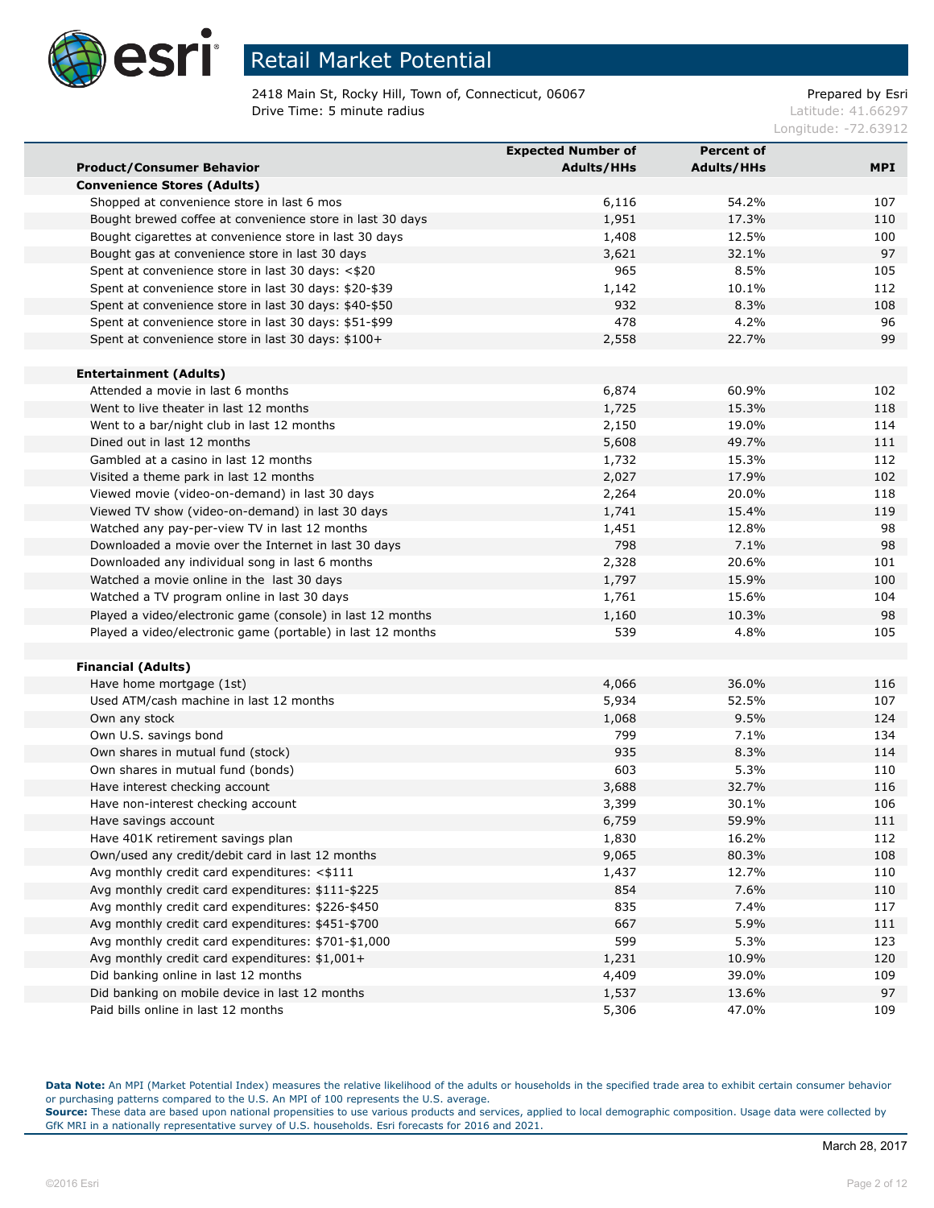# Retail Market Potential

2418 Main St, Rocky Hill, Town of, Connecticut, 06067
Drive Time: 5 minute radius

Prepared by Esri
Latitude: 41.66297
Longitude: -72.63912

| Product/Consumer Behavior | Expected Number of Adults/HHs | Percent of Adults/HHs | MPI |
|---|---|---|---|
| **Convenience Stores (Adults)** | | | |
| Shopped at convenience store in last 6 mos | 6,116 | 54.2% | 107 |
| Bought brewed coffee at convenience store in last 30 days | 1,951 | 17.3% | 110 |
| Bought cigarettes at convenience store in last 30 days | 1,408 | 12.5% | 100 |
| Bought gas at convenience store in last 30 days | 3,621 | 32.1% | 97 |
| Spent at convenience store in last 30 days: <$20 | 965 | 8.5% | 105 |
| Spent at convenience store in last 30 days: $20-$39 | 1,142 | 10.1% | 112 |
| Spent at convenience store in last 30 days: $40-$50 | 932 | 8.3% | 108 |
| Spent at convenience store in last 30 days: $51-$99 | 478 | 4.2% | 96 |
| Spent at convenience store in last 30 days: $100+ | 2,558 | 22.7% | 99 |
| | | | |
| **Entertainment (Adults)** | | | |
| Attended a movie in last 6 months | 6,874 | 60.9% | 102 |
| Went to live theater in last 12 months | 1,725 | 15.3% | 118 |
| Went to a bar/night club in last 12 months | 2,150 | 19.0% | 114 |
| Dined out in last 12 months | 5,608 | 49.7% | 111 |
| Gambled at a casino in last 12 months | 1,732 | 15.3% | 112 |
| Visited a theme park in last 12 months | 2,027 | 17.9% | 102 |
| Viewed movie (video-on-demand) in last 30 days | 2,264 | 20.0% | 118 |
| Viewed TV show (video-on-demand) in last 30 days | 1,741 | 15.4% | 119 |
| Watched any pay-per-view TV in last 12 months | 1,451 | 12.8% | 98 |
| Downloaded a movie over the Internet in last 30 days | 798 | 7.1% | 98 |
| Downloaded any individual song in last 6 months | 2,328 | 20.6% | 101 |
| Watched a movie online in the last 30 days | 1,797 | 15.9% | 100 |
| Watched a TV program online in last 30 days | 1,761 | 15.6% | 104 |
| Played a video/electronic game (console) in last 12 months | 1,160 | 10.3% | 98 |
| Played a video/electronic game (portable) in last 12 months | 539 | 4.8% | 105 |
| | | | |
| **Financial (Adults)** | | | |
| Have home mortgage (1st) | 4,066 | 36.0% | 116 |
| Used ATM/cash machine in last 12 months | 5,934 | 52.5% | 107 |
| Own any stock | 1,068 | 9.5% | 124 |
| Own U.S. savings bond | 799 | 7.1% | 134 |
| Own shares in mutual fund (stock) | 935 | 8.3% | 114 |
| Own shares in mutual fund (bonds) | 603 | 5.3% | 110 |
| Have interest checking account | 3,688 | 32.7% | 116 |
| Have non-interest checking account | 3,399 | 30.1% | 106 |
| Have savings account | 6,759 | 59.9% | 111 |
| Have 401K retirement savings plan | 1,830 | 16.2% | 112 |
| Own/used any credit/debit card in last 12 months | 9,065 | 80.3% | 108 |
| Avg monthly credit card expenditures: <$111 | 1,437 | 12.7% | 110 |
| Avg monthly credit card expenditures: $111-$225 | 854 | 7.6% | 110 |
| Avg monthly credit card expenditures: $226-$450 | 835 | 7.4% | 117 |
| Avg monthly credit card expenditures: $451-$700 | 667 | 5.9% | 111 |
| Avg monthly credit card expenditures: $701-$1,000 | 599 | 5.3% | 123 |
| Avg monthly credit card expenditures: $1,001+ | 1,231 | 10.9% | 120 |
| Did banking online in last 12 months | 4,409 | 39.0% | 109 |
| Did banking on mobile device in last 12 months | 1,537 | 13.6% | 97 |
| Paid bills online in last 12 months | 5,306 | 47.0% | 109 |

**Data Note:** An MPI (Market Potential Index) measures the relative likelihood of the adults or households in the specified trade area to exhibit certain consumer behavior or purchasing patterns compared to the U.S. An MPI of 100 represents the U.S. average.
**Source:** These data are based upon national propensities to use various products and services, applied to local demographic composition. Usage data were collected by GfK MRI in a nationally representative survey of U.S. households. Esri forecasts for 2016 and 2021.

March 28, 2017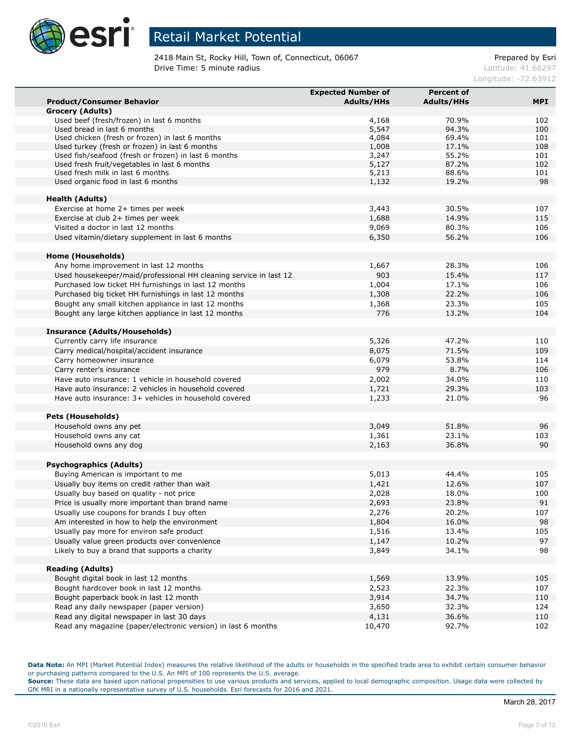# Retail Market Potential

2418 Main St, Rocky Hill, Town of, Connecticut, 06067
Drive Time: 5 minute radius

Prepared by Esri
Latitude: 41.66297
Longitude: -72.63912

| Product/Consumer Behavior | Expected Number of Adults/HHs | Percent of Adults/HHs | MPI |
|---|---|---|---|
| **Grocery (Adults)** | | | |
| Used beef (fresh/frozen) in last 6 months | 4,168 | 70.9% | 102 |
| Used bread in last 6 months | 5,547 | 94.3% | 100 |
| Used chicken (fresh or frozen) in last 6 months | 4,084 | 69.4% | 101 |
| Used turkey (fresh or frozen) in last 6 months | 1,008 | 17.1% | 108 |
| Used fish/seafood (fresh or frozen) in last 6 months | 3,247 | 55.2% | 101 |
| Used fresh fruit/vegetables in last 6 months | 5,127 | 87.2% | 102 |
| Used fresh milk in last 6 months | 5,213 | 88.6% | 101 |
| Used organic food in last 6 months | 1,132 | 19.2% | 98 |
| | | | |
| **Health (Adults)** | | | |
| Exercise at home 2+ times per week | 3,443 | 30.5% | 107 |
| Exercise at club 2+ times per week | 1,688 | 14.9% | 115 |
| Visited a doctor in last 12 months | 9,069 | 80.3% | 106 |
| Used vitamin/dietary supplement in last 6 months | 6,350 | 56.2% | 106 |
| | | | |
| **Home (Households)** | | | |
| Any home improvement in last 12 months | 1,667 | 28.3% | 106 |
| Used housekeeper/maid/professional HH cleaning service in last 12 | 903 | 15.4% | 117 |
| Purchased low ticket HH furnishings in last 12 months | 1,004 | 17.1% | 106 |
| Purchased big ticket HH furnishings in last 12 months | 1,308 | 22.2% | 106 |
| Bought any small kitchen appliance in last 12 months | 1,368 | 23.3% | 105 |
| Bought any large kitchen appliance in last 12 months | 776 | 13.2% | 104 |
| | | | |
| **Insurance (Adults/Households)** | | | |
| Currently carry life insurance | 5,326 | 47.2% | 110 |
| Carry medical/hospital/accident insurance | 8,075 | 71.5% | 109 |
| Carry homeowner insurance | 6,079 | 53.8% | 114 |
| Carry renter's insurance | 979 | 8.7% | 106 |
| Have auto insurance: 1 vehicle in household covered | 2,002 | 34.0% | 110 |
| Have auto insurance: 2 vehicles in household covered | 1,721 | 29.3% | 103 |
| Have auto insurance: 3+ vehicles in household covered | 1,233 | 21.0% | 96 |
| | | | |
| **Pets (Households)** | | | |
| Household owns any pet | 3,049 | 51.8% | 96 |
| Household owns any cat | 1,361 | 23.1% | 103 |
| Household owns any dog | 2,163 | 36.8% | 90 |
| | | | |
| **Psychographics (Adults)** | | | |
| Buying American is important to me | 5,013 | 44.4% | 105 |
| Usually buy items on credit rather than wait | 1,421 | 12.6% | 107 |
| Usually buy based on quality - not price | 2,028 | 18.0% | 100 |
| Price is usually more important than brand name | 2,693 | 23.8% | 91 |
| Usually use coupons for brands I buy often | 2,276 | 20.2% | 107 |
| Am interested in how to help the environment | 1,804 | 16.0% | 98 |
| Usually pay more for environ safe product | 1,516 | 13.4% | 105 |
| Usually value green products over convenience | 1,147 | 10.2% | 97 |
| Likely to buy a brand that supports a charity | 3,849 | 34.1% | 98 |
| | | | |
| **Reading (Adults)** | | | |
| Bought digital book in last 12 months | 1,569 | 13.9% | 105 |
| Bought hardcover book in last 12 months | 2,523 | 22.3% | 107 |
| Bought paperback book in last 12 month | 3,914 | 34.7% | 110 |
| Read any daily newspaper (paper version) | 3,650 | 32.3% | 124 |
| Read any digital newspaper in last 30 days | 4,131 | 36.6% | 110 |
| Read any magazine (paper/electronic version) in last 6 months | 10,470 | 92.7% | 102 |

**Data Note:** An MPI (Market Potential Index) measures the relative likelihood of the adults or households in the specified trade area to exhibit certain consumer behavior or purchasing patterns compared to the U.S. An MPI of 100 represents the U.S. average.
**Source:** These data are based upon national propensities to use various products and services, applied to local demographic composition. Usage data were collected by GfK MRI in a nationally representative survey of U.S. households. Esri forecasts for 2016 and 2021.

March 28, 2017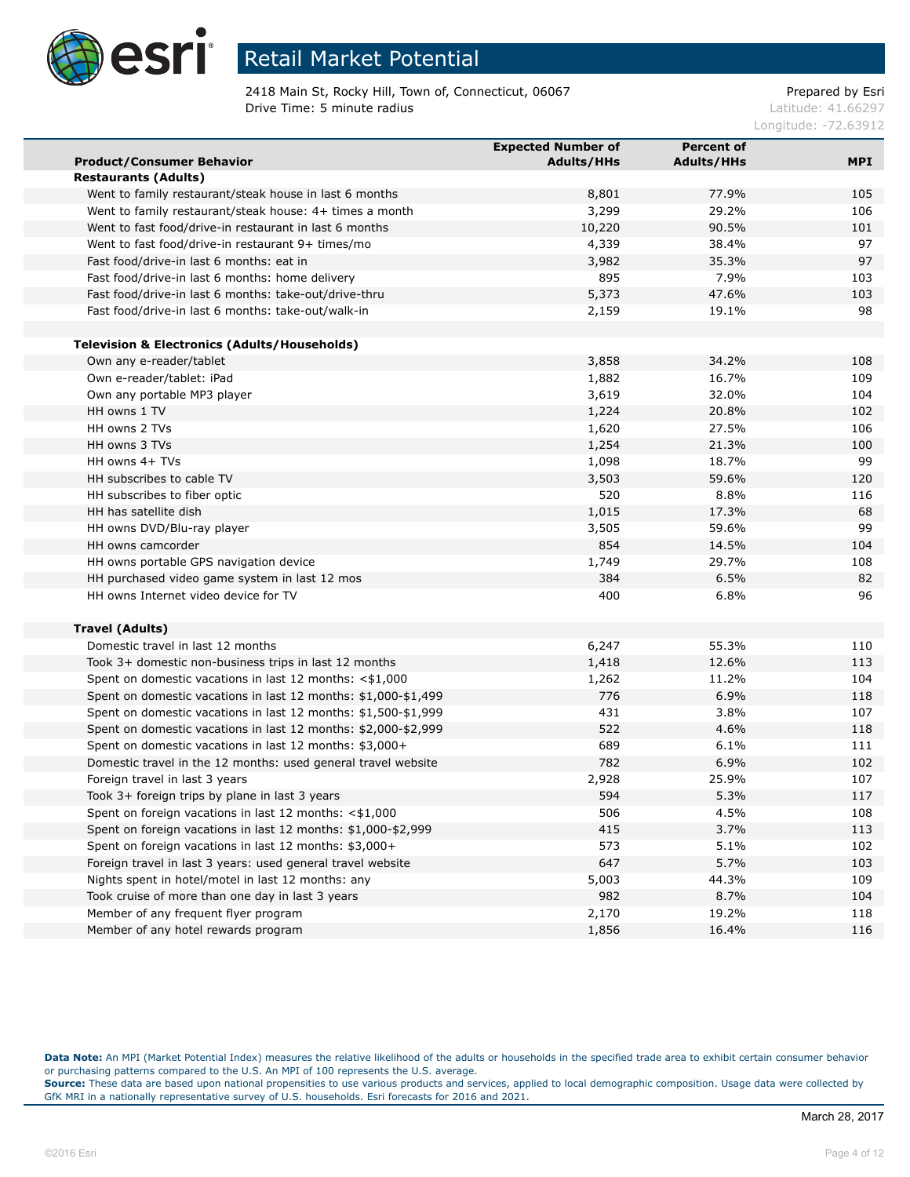# Retail Market Potential

2418 Main St, Rocky Hill, Town of, Connecticut, 06067
Drive Time: 5 minute radius

Prepared by Esri
Latitude: 41.66297
Longitude: -72.63912

| Product/Consumer Behavior | Expected Number of Adults/HHs | Percent of Adults/HHs | MPI |
|---|---|---|---|
| **Restaurants (Adults)** | | | |
| Went to family restaurant/steak house in last 6 months | 8,801 | 77.9% | 105 |
| Went to family restaurant/steak house: 4+ times a month | 3,299 | 29.2% | 106 |
| Went to fast food/drive-in restaurant in last 6 months | 10,220 | 90.5% | 101 |
| Went to fast food/drive-in restaurant 9+ times/mo | 4,339 | 38.4% | 97 |
| Fast food/drive-in last 6 months: eat in | 3,982 | 35.3% | 97 |
| Fast food/drive-in last 6 months: home delivery | 895 | 7.9% | 103 |
| Fast food/drive-in last 6 months: take-out/drive-thru | 5,373 | 47.6% | 103 |
| Fast food/drive-in last 6 months: take-out/walk-in | 2,159 | 19.1% | 98 |
| | | | |
| **Television & Electronics (Adults/Households)** | | | |
| Own any e-reader/tablet | 3,858 | 34.2% | 108 |
| Own e-reader/tablet: iPad | 1,882 | 16.7% | 109 |
| Own any portable MP3 player | 3,619 | 32.0% | 104 |
| HH owns 1 TV | 1,224 | 20.8% | 102 |
| HH owns 2 TVs | 1,620 | 27.5% | 106 |
| HH owns 3 TVs | 1,254 | 21.3% | 100 |
| HH owns 4+ TVs | 1,098 | 18.7% | 99 |
| HH subscribes to cable TV | 3,503 | 59.6% | 120 |
| HH subscribes to fiber optic | 520 | 8.8% | 116 |
| HH has satellite dish | 1,015 | 17.3% | 68 |
| HH owns DVD/Blu-ray player | 3,505 | 59.6% | 99 |
| HH owns camcorder | 854 | 14.5% | 104 |
| HH owns portable GPS navigation device | 1,749 | 29.7% | 108 |
| HH purchased video game system in last 12 mos | 384 | 6.5% | 82 |
| HH owns Internet video device for TV | 400 | 6.8% | 96 |
| | | | |
| **Travel (Adults)** | | | |
| Domestic travel in last 12 months | 6,247 | 55.3% | 110 |
| Took 3+ domestic non-business trips in last 12 months | 1,418 | 12.6% | 113 |
| Spent on domestic vacations in last 12 months: <$1,000 | 1,262 | 11.2% | 104 |
| Spent on domestic vacations in last 12 months: $1,000-$1,499 | 776 | 6.9% | 118 |
| Spent on domestic vacations in last 12 months: $1,500-$1,999 | 431 | 3.8% | 107 |
| Spent on domestic vacations in last 12 months: $2,000-$2,999 | 522 | 4.6% | 118 |
| Spent on domestic vacations in last 12 months: $3,000+ | 689 | 6.1% | 111 |
| Domestic travel in the 12 months: used general travel website | 782 | 6.9% | 102 |
| Foreign travel in last 3 years | 2,928 | 25.9% | 107 |
| Took 3+ foreign trips by plane in last 3 years | 594 | 5.3% | 117 |
| Spent on foreign vacations in last 12 months: <$1,000 | 506 | 4.5% | 108 |
| Spent on foreign vacations in last 12 months: $1,000-$2,999 | 415 | 3.7% | 113 |
| Spent on foreign vacations in last 12 months: $3,000+ | 573 | 5.1% | 102 |
| Foreign travel in last 3 years: used general travel website | 647 | 5.7% | 103 |
| Nights spent in hotel/motel in last 12 months: any | 5,003 | 44.3% | 109 |
| Took cruise of more than one day in last 3 years | 982 | 8.7% | 104 |
| Member of any frequent flyer program | 2,170 | 19.2% | 118 |
| Member of any hotel rewards program | 1,856 | 16.4% | 116 |

**Data Note:** An MPI (Market Potential Index) measures the relative likelihood of the adults or households in the specified trade area to exhibit certain consumer behavior or purchasing patterns compared to the U.S. An MPI of 100 represents the U.S. average.
**Source:** These data are based upon national propensities to use various products and services, applied to local demographic composition. Usage data were collected by GfK MRI in a nationally representative survey of U.S. households. Esri forecasts for 2016 and 2021.

March 28, 2017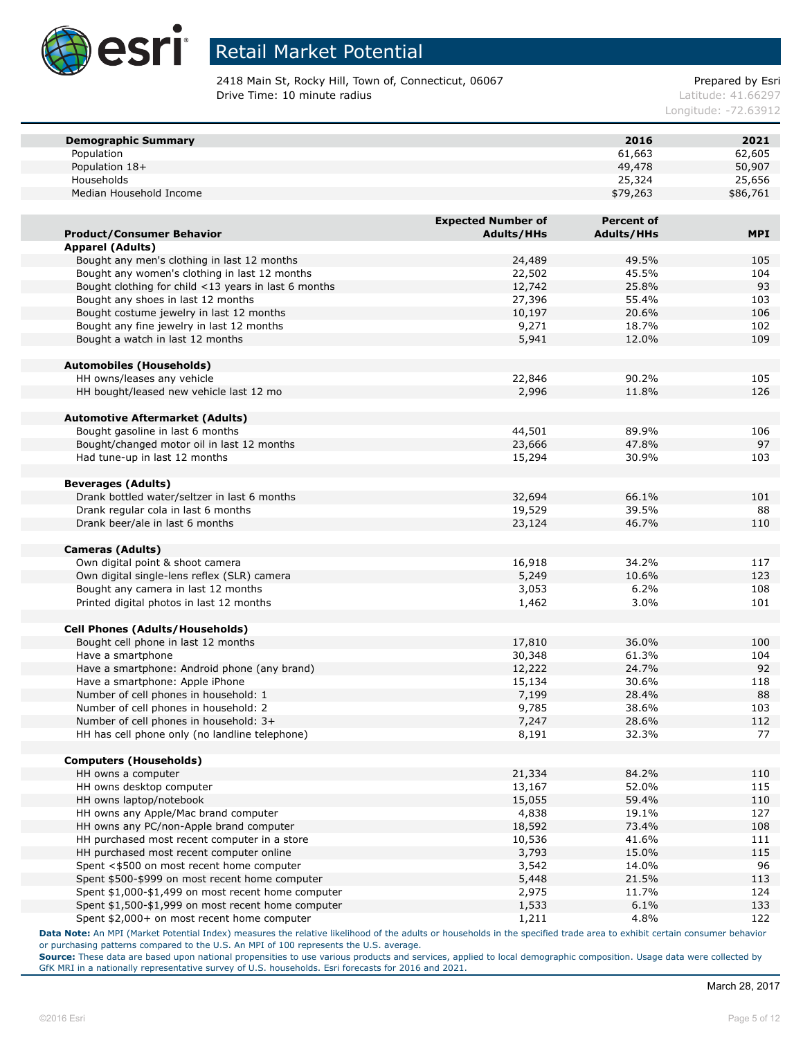# Retail Market Potential

2418 Main St, Rocky Hill, Town of, Connecticut, 06067
Drive Time: 10 minute radius

Prepared by Esri
Latitude: 41.66297
Longitude: -72.63912

| Demographic Summary | 2016 | 2021 |
|---|---|---|
| Population | 61,663 | 62,605 |
| Population 18+ | 49,478 | 50,907 |
| Households | 25,324 | 25,656 |
| Median Household Income | $79,263 | $86,761 |

| Product/Consumer Behavior | Expected Number of Adults/HHs | Percent of Adults/HHs | MPI |
|---|---|---|---|
| **Apparel (Adults)** | | | |
| Bought any men's clothing in last 12 months | 24,489 | 49.5% | 105 |
| Bought any women's clothing in last 12 months | 22,502 | 45.5% | 104 |
| Bought clothing for child <13 years in last 6 months | 12,742 | 25.8% | 93 |
| Bought any shoes in last 12 months | 27,396 | 55.4% | 103 |
| Bought costume jewelry in last 12 months | 10,197 | 20.6% | 106 |
| Bought any fine jewelry in last 12 months | 9,271 | 18.7% | 102 |
| Bought a watch in last 12 months | 5,941 | 12.0% | 109 |
| **Automobiles (Households)** | | | |
| HH owns/leases any vehicle | 22,846 | 90.2% | 105 |
| HH bought/leased new vehicle last 12 mo | 2,996 | 11.8% | 126 |
| **Automotive Aftermarket (Adults)** | | | |
| Bought gasoline in last 6 months | 44,501 | 89.9% | 106 |
| Bought/changed motor oil in last 12 months | 23,666 | 47.8% | 97 |
| Had tune-up in last 12 months | 15,294 | 30.9% | 103 |
| **Beverages (Adults)** | | | |
| Drank bottled water/seltzer in last 6 months | 32,694 | 66.1% | 101 |
| Drank regular cola in last 6 months | 19,529 | 39.5% | 88 |
| Drank beer/ale in last 6 months | 23,124 | 46.7% | 110 |
| **Cameras (Adults)** | | | |
| Own digital point & shoot camera | 16,918 | 34.2% | 117 |
| Own digital single-lens reflex (SLR) camera | 5,249 | 10.6% | 123 |
| Bought any camera in last 12 months | 3,053 | 6.2% | 108 |
| Printed digital photos in last 12 months | 1,462 | 3.0% | 101 |
| **Cell Phones (Adults/Households)** | | | |
| Bought cell phone in last 12 months | 17,810 | 36.0% | 100 |
| Have a smartphone | 30,348 | 61.3% | 104 |
| Have a smartphone: Android phone (any brand) | 12,222 | 24.7% | 92 |
| Have a smartphone: Apple iPhone | 15,134 | 30.6% | 118 |
| Number of cell phones in household: 1 | 7,199 | 28.4% | 88 |
| Number of cell phones in household: 2 | 9,785 | 38.6% | 103 |
| Number of cell phones in household: 3+ | 7,247 | 28.6% | 112 |
| HH has cell phone only (no landline telephone) | 8,191 | 32.3% | 77 |
| **Computers (Households)** | | | |
| HH owns a computer | 21,334 | 84.2% | 110 |
| HH owns desktop computer | 13,167 | 52.0% | 115 |
| HH owns laptop/notebook | 15,055 | 59.4% | 110 |
| HH owns any Apple/Mac brand computer | 4,838 | 19.1% | 127 |
| HH owns any PC/non-Apple brand computer | 18,592 | 73.4% | 108 |
| HH purchased most recent computer in a store | 10,536 | 41.6% | 111 |
| HH purchased most recent computer online | 3,793 | 15.0% | 115 |
| Spent <$500 on most recent home computer | 3,542 | 14.0% | 96 |
| Spent $500-$999 on most recent home computer | 5,448 | 21.5% | 113 |
| Spent $1,000-$1,499 on most recent home computer | 2,975 | 11.7% | 124 |
| Spent $1,500-$1,999 on most recent home computer | 1,533 | 6.1% | 133 |
| Spent $2,000+ on most recent home computer | 1,211 | 4.8% | 122 |

**Data Note:** An MPI (Market Potential Index) measures the relative likelihood of the adults or households in the specified trade area to exhibit certain consumer behavior or purchasing patterns compared to the U.S. An MPI of 100 represents the U.S. average.
**Source:** These data are based upon national propensities to use various products and services, applied to local demographic composition. Usage data were collected by GfK MRI in a nationally representative survey of U.S. households. Esri forecasts for 2016 and 2021.

March 28, 2017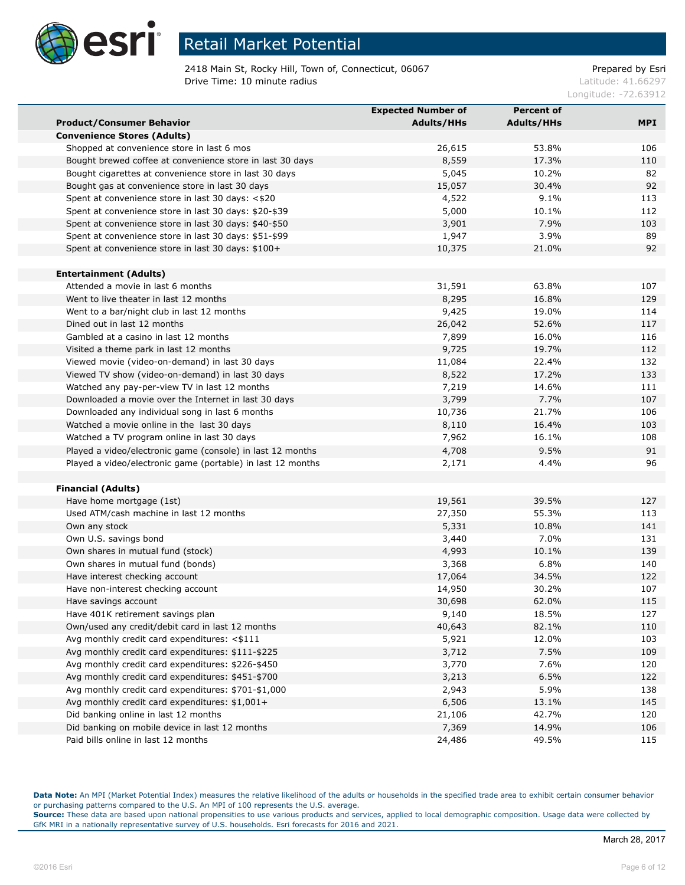# Retail Market Potential

2418 Main St, Rocky Hill, Town of, Connecticut, 06067
Drive Time: 10 minute radius

Prepared by Esri
Latitude: 41.66297
Longitude: -72.63912

| Product/Consumer Behavior | Expected Number of Adults/HHs | Percent of Adults/HHs | MPI |
|---|---|---|---|
| **Convenience Stores (Adults)** | | | |
| Shopped at convenience store in last 6 mos | 26,615 | 53.8% | 106 |
| Bought brewed coffee at convenience store in last 30 days | 8,559 | 17.3% | 110 |
| Bought cigarettes at convenience store in last 30 days | 5,045 | 10.2% | 82 |
| Bought gas at convenience store in last 30 days | 15,057 | 30.4% | 92 |
| Spent at convenience store in last 30 days: <$20 | 4,522 | 9.1% | 113 |
| Spent at convenience store in last 30 days: $20-$39 | 5,000 | 10.1% | 112 |
| Spent at convenience store in last 30 days: $40-$50 | 3,901 | 7.9% | 103 |
| Spent at convenience store in last 30 days: $51-$99 | 1,947 | 3.9% | 89 |
| Spent at convenience store in last 30 days: $100+ | 10,375 | 21.0% | 92 |
| | | | |
| **Entertainment (Adults)** | | | |
| Attended a movie in last 6 months | 31,591 | 63.8% | 107 |
| Went to live theater in last 12 months | 8,295 | 16.8% | 129 |
| Went to a bar/night club in last 12 months | 9,425 | 19.0% | 114 |
| Dined out in last 12 months | 26,042 | 52.6% | 117 |
| Gambled at a casino in last 12 months | 7,899 | 16.0% | 116 |
| Visited a theme park in last 12 months | 9,725 | 19.7% | 112 |
| Viewed movie (video-on-demand) in last 30 days | 11,084 | 22.4% | 132 |
| Viewed TV show (video-on-demand) in last 30 days | 8,522 | 17.2% | 133 |
| Watched any pay-per-view TV in last 12 months | 7,219 | 14.6% | 111 |
| Downloaded a movie over the Internet in last 30 days | 3,799 | 7.7% | 107 |
| Downloaded any individual song in last 6 months | 10,736 | 21.7% | 106 |
| Watched a movie online in the last 30 days | 8,110 | 16.4% | 103 |
| Watched a TV program online in last 30 days | 7,962 | 16.1% | 108 |
| Played a video/electronic game (console) in last 12 months | 4,708 | 9.5% | 91 |
| Played a video/electronic game (portable) in last 12 months | 2,171 | 4.4% | 96 |
| | | | |
| **Financial (Adults)** | | | |
| Have home mortgage (1st) | 19,561 | 39.5% | 127 |
| Used ATM/cash machine in last 12 months | 27,350 | 55.3% | 113 |
| Own any stock | 5,331 | 10.8% | 141 |
| Own U.S. savings bond | 3,440 | 7.0% | 131 |
| Own shares in mutual fund (stock) | 4,993 | 10.1% | 139 |
| Own shares in mutual fund (bonds) | 3,368 | 6.8% | 140 |
| Have interest checking account | 17,064 | 34.5% | 122 |
| Have non-interest checking account | 14,950 | 30.2% | 107 |
| Have savings account | 30,698 | 62.0% | 115 |
| Have 401K retirement savings plan | 9,140 | 18.5% | 127 |
| Own/used any credit/debit card in last 12 months | 40,643 | 82.1% | 110 |
| Avg monthly credit card expenditures: <$111 | 5,921 | 12.0% | 103 |
| Avg monthly credit card expenditures: $111-$225 | 3,712 | 7.5% | 109 |
| Avg monthly credit card expenditures: $226-$450 | 3,770 | 7.6% | 120 |
| Avg monthly credit card expenditures: $451-$700 | 3,213 | 6.5% | 122 |
| Avg monthly credit card expenditures: $701-$1,000 | 2,943 | 5.9% | 138 |
| Avg monthly credit card expenditures: $1,001+ | 6,506 | 13.1% | 145 |
| Did banking online in last 12 months | 21,106 | 42.7% | 120 |
| Did banking on mobile device in last 12 months | 7,369 | 14.9% | 106 |
| Paid bills online in last 12 months | 24,486 | 49.5% | 115 |

**Data Note:** An MPI (Market Potential Index) measures the relative likelihood of the adults or households in the specified trade area to exhibit certain consumer behavior or purchasing patterns compared to the U.S. An MPI of 100 represents the U.S. average.
**Source:** These data are based upon national propensities to use various products and services, applied to local demographic composition. Usage data were collected by GfK MRI in a nationally representative survey of U.S. households. Esri forecasts for 2016 and 2021.

March 28, 2017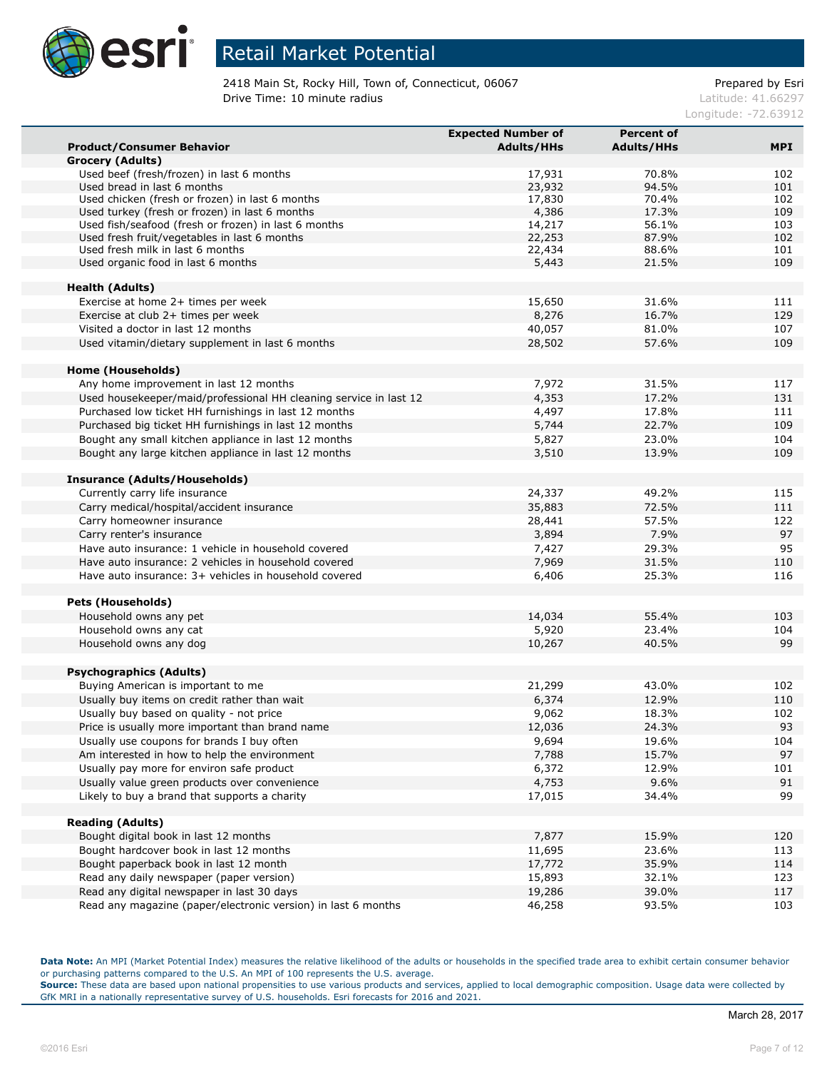# Retail Market Potential

2418 Main St, Rocky Hill, Town of, Connecticut, 06067
Drive Time: 10 minute radius

Prepared by Esri
Latitude: 41.66297
Longitude: -72.63912

| Product/Consumer Behavior | Expected Number of Adults/HHs | Percent of Adults/HHs | MPI |
|---|---|---|---|
| **Grocery (Adults)** | | | |
| Used beef (fresh/frozen) in last 6 months | 17,931 | 70.8% | 102 |
| Used bread in last 6 months | 23,932 | 94.5% | 101 |
| Used chicken (fresh or frozen) in last 6 months | 17,830 | 70.4% | 102 |
| Used turkey (fresh or frozen) in last 6 months | 4,386 | 17.3% | 109 |
| Used fish/seafood (fresh or frozen) in last 6 months | 14,217 | 56.1% | 103 |
| Used fresh fruit/vegetables in last 6 months | 22,253 | 87.9% | 102 |
| Used fresh milk in last 6 months | 22,434 | 88.6% | 101 |
| Used organic food in last 6 months | 5,443 | 21.5% | 109 |
| | | | |
| **Health (Adults)** | | | |
| Exercise at home 2+ times per week | 15,650 | 31.6% | 111 |
| Exercise at club 2+ times per week | 8,276 | 16.7% | 129 |
| Visited a doctor in last 12 months | 40,057 | 81.0% | 107 |
| Used vitamin/dietary supplement in last 6 months | 28,502 | 57.6% | 109 |
| | | | |
| **Home (Households)** | | | |
| Any home improvement in last 12 months | 7,972 | 31.5% | 117 |
| Used housekeeper/maid/professional HH cleaning service in last 12 | 4,353 | 17.2% | 131 |
| Purchased low ticket HH furnishings in last 12 months | 4,497 | 17.8% | 111 |
| Purchased big ticket HH furnishings in last 12 months | 5,744 | 22.7% | 109 |
| Bought any small kitchen appliance in last 12 months | 5,827 | 23.0% | 104 |
| Bought any large kitchen appliance in last 12 months | 3,510 | 13.9% | 109 |
| | | | |
| **Insurance (Adults/Households)** | | | |
| Currently carry life insurance | 24,337 | 49.2% | 115 |
| Carry medical/hospital/accident insurance | 35,883 | 72.5% | 111 |
| Carry homeowner insurance | 28,441 | 57.5% | 122 |
| Carry renter's insurance | 3,894 | 7.9% | 97 |
| Have auto insurance: 1 vehicle in household covered | 7,427 | 29.3% | 95 |
| Have auto insurance: 2 vehicles in household covered | 7,969 | 31.5% | 110 |
| Have auto insurance: 3+ vehicles in household covered | 6,406 | 25.3% | 116 |
| | | | |
| **Pets (Households)** | | | |
| Household owns any pet | 14,034 | 55.4% | 103 |
| Household owns any cat | 5,920 | 23.4% | 104 |
| Household owns any dog | 10,267 | 40.5% | 99 |
| | | | |
| **Psychographics (Adults)** | | | |
| Buying American is important to me | 21,299 | 43.0% | 102 |
| Usually buy items on credit rather than wait | 6,374 | 12.9% | 110 |
| Usually buy based on quality - not price | 9,062 | 18.3% | 102 |
| Price is usually more important than brand name | 12,036 | 24.3% | 93 |
| Usually use coupons for brands I buy often | 9,694 | 19.6% | 104 |
| Am interested in how to help the environment | 7,788 | 15.7% | 97 |
| Usually pay more for environ safe product | 6,372 | 12.9% | 101 |
| Usually value green products over convenience | 4,753 | 9.6% | 91 |
| Likely to buy a brand that supports a charity | 17,015 | 34.4% | 99 |
| | | | |
| **Reading (Adults)** | | | |
| Bought digital book in last 12 months | 7,877 | 15.9% | 120 |
| Bought hardcover book in last 12 months | 11,695 | 23.6% | 113 |
| Bought paperback book in last 12 month | 17,772 | 35.9% | 114 |
| Read any daily newspaper (paper version) | 15,893 | 32.1% | 123 |
| Read any digital newspaper in last 30 days | 19,286 | 39.0% | 117 |
| Read any magazine (paper/electronic version) in last 6 months | 46,258 | 93.5% | 103 |

**Data Note:** An MPI (Market Potential Index) measures the relative likelihood of the adults or households in the specified trade area to exhibit certain consumer behavior or purchasing patterns compared to the U.S. An MPI of 100 represents the U.S. average.
**Source:** These data are based upon national propensities to use various products and services, applied to local demographic composition. Usage data were collected by GfK MRI in a nationally representative survey of U.S. households. Esri forecasts for 2016 and 2021.

March 28, 2017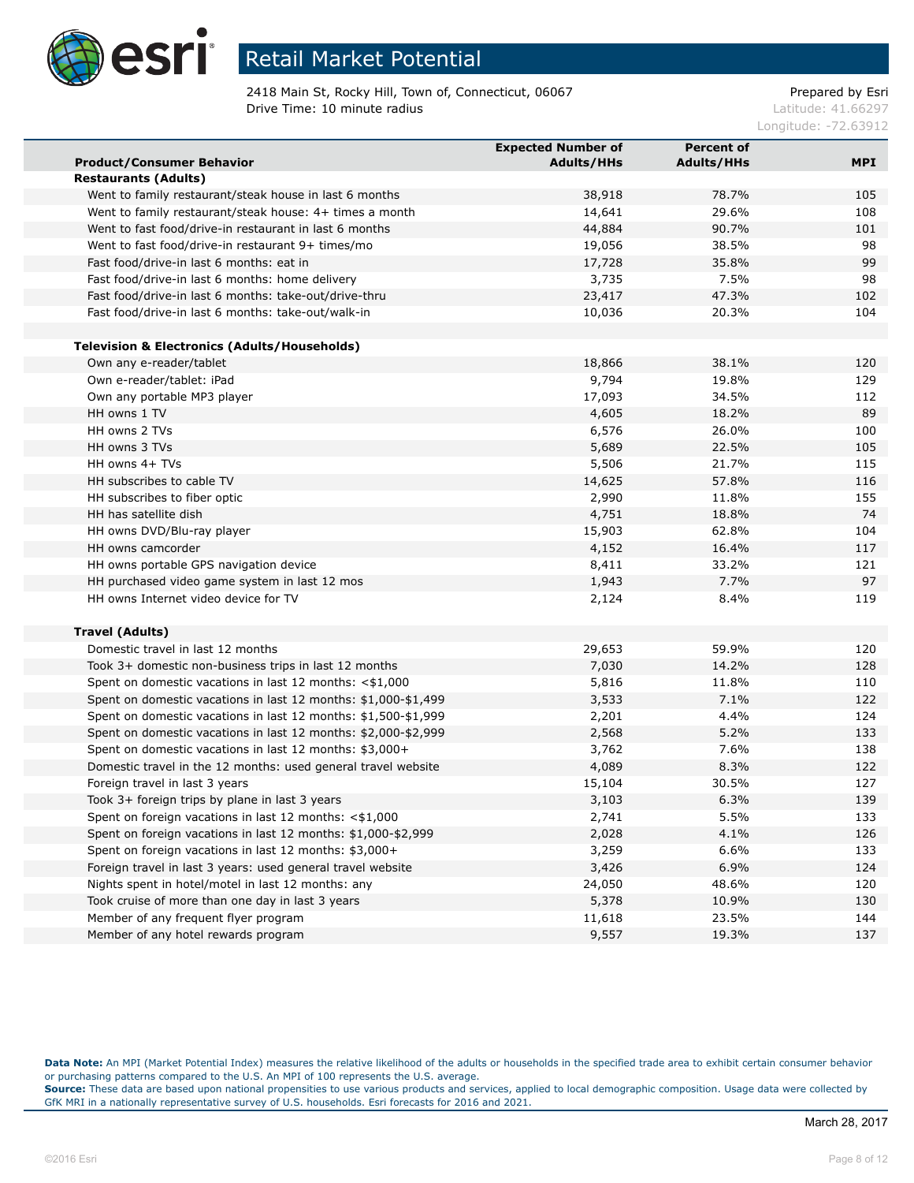# Retail Market Potential

2418 Main St, Rocky Hill, Town of, Connecticut, 06067
Drive Time: 10 minute radius

Prepared by Esri
Latitude: 41.66297
Longitude: -72.63912

| Product/Consumer Behavior | Expected Number of Adults/HHs | Percent of Adults/HHs | MPI |
|---|---|---|---|
| **Restaurants (Adults)** | | | |
| Went to family restaurant/steak house in last 6 months | 38,918 | 78.7% | 105 |
| Went to family restaurant/steak house: 4+ times a month | 14,641 | 29.6% | 108 |
| Went to fast food/drive-in restaurant in last 6 months | 44,884 | 90.7% | 101 |
| Went to fast food/drive-in restaurant 9+ times/mo | 19,056 | 38.5% | 98 |
| Fast food/drive-in last 6 months: eat in | 17,728 | 35.8% | 99 |
| Fast food/drive-in last 6 months: home delivery | 3,735 | 7.5% | 98 |
| Fast food/drive-in last 6 months: take-out/drive-thru | 23,417 | 47.3% | 102 |
| Fast food/drive-in last 6 months: take-out/walk-in | 10,036 | 20.3% | 104 |
| | | | |
| **Television & Electronics (Adults/Households)** | | | |
| Own any e-reader/tablet | 18,866 | 38.1% | 120 |
| Own e-reader/tablet: iPad | 9,794 | 19.8% | 129 |
| Own any portable MP3 player | 17,093 | 34.5% | 112 |
| HH owns 1 TV | 4,605 | 18.2% | 89 |
| HH owns 2 TVs | 6,576 | 26.0% | 100 |
| HH owns 3 TVs | 5,689 | 22.5% | 105 |
| HH owns 4+ TVs | 5,506 | 21.7% | 115 |
| HH subscribes to cable TV | 14,625 | 57.8% | 116 |
| HH subscribes to fiber optic | 2,990 | 11.8% | 155 |
| HH has satellite dish | 4,751 | 18.8% | 74 |
| HH owns DVD/Blu-ray player | 15,903 | 62.8% | 104 |
| HH owns camcorder | 4,152 | 16.4% | 117 |
| HH owns portable GPS navigation device | 8,411 | 33.2% | 121 |
| HH purchased video game system in last 12 mos | 1,943 | 7.7% | 97 |
| HH owns Internet video device for TV | 2,124 | 8.4% | 119 |
| | | | |
| **Travel (Adults)** | | | |
| Domestic travel in last 12 months | 29,653 | 59.9% | 120 |
| Took 3+ domestic non-business trips in last 12 months | 7,030 | 14.2% | 128 |
| Spent on domestic vacations in last 12 months: <$1,000 | 5,816 | 11.8% | 110 |
| Spent on domestic vacations in last 12 months: $1,000-$1,499 | 3,533 | 7.1% | 122 |
| Spent on domestic vacations in last 12 months: $1,500-$1,999 | 2,201 | 4.4% | 124 |
| Spent on domestic vacations in last 12 months: $2,000-$2,999 | 2,568 | 5.2% | 133 |
| Spent on domestic vacations in last 12 months: $3,000+ | 3,762 | 7.6% | 138 |
| Domestic travel in the 12 months: used general travel website | 4,089 | 8.3% | 122 |
| Foreign travel in last 3 years | 15,104 | 30.5% | 127 |
| Took 3+ foreign trips by plane in last 3 years | 3,103 | 6.3% | 139 |
| Spent on foreign vacations in last 12 months: <$1,000 | 2,741 | 5.5% | 133 |
| Spent on foreign vacations in last 12 months: $1,000-$2,999 | 2,028 | 4.1% | 126 |
| Spent on foreign vacations in last 12 months: $3,000+ | 3,259 | 6.6% | 133 |
| Foreign travel in last 3 years: used general travel website | 3,426 | 6.9% | 124 |
| Nights spent in hotel/motel in last 12 months: any | 24,050 | 48.6% | 120 |
| Took cruise of more than one day in last 3 years | 5,378 | 10.9% | 130 |
| Member of any frequent flyer program | 11,618 | 23.5% | 144 |
| Member of any hotel rewards program | 9,557 | 19.3% | 137 |

**Data Note:** An MPI (Market Potential Index) measures the relative likelihood of the adults or households in the specified trade area to exhibit certain consumer behavior or purchasing patterns compared to the U.S. An MPI of 100 represents the U.S. average.
**Source:** These data are based upon national propensities to use various products and services, applied to local demographic composition. Usage data were collected by GfK MRI in a nationally representative survey of U.S. households. Esri forecasts for 2016 and 2021.

March 28, 2017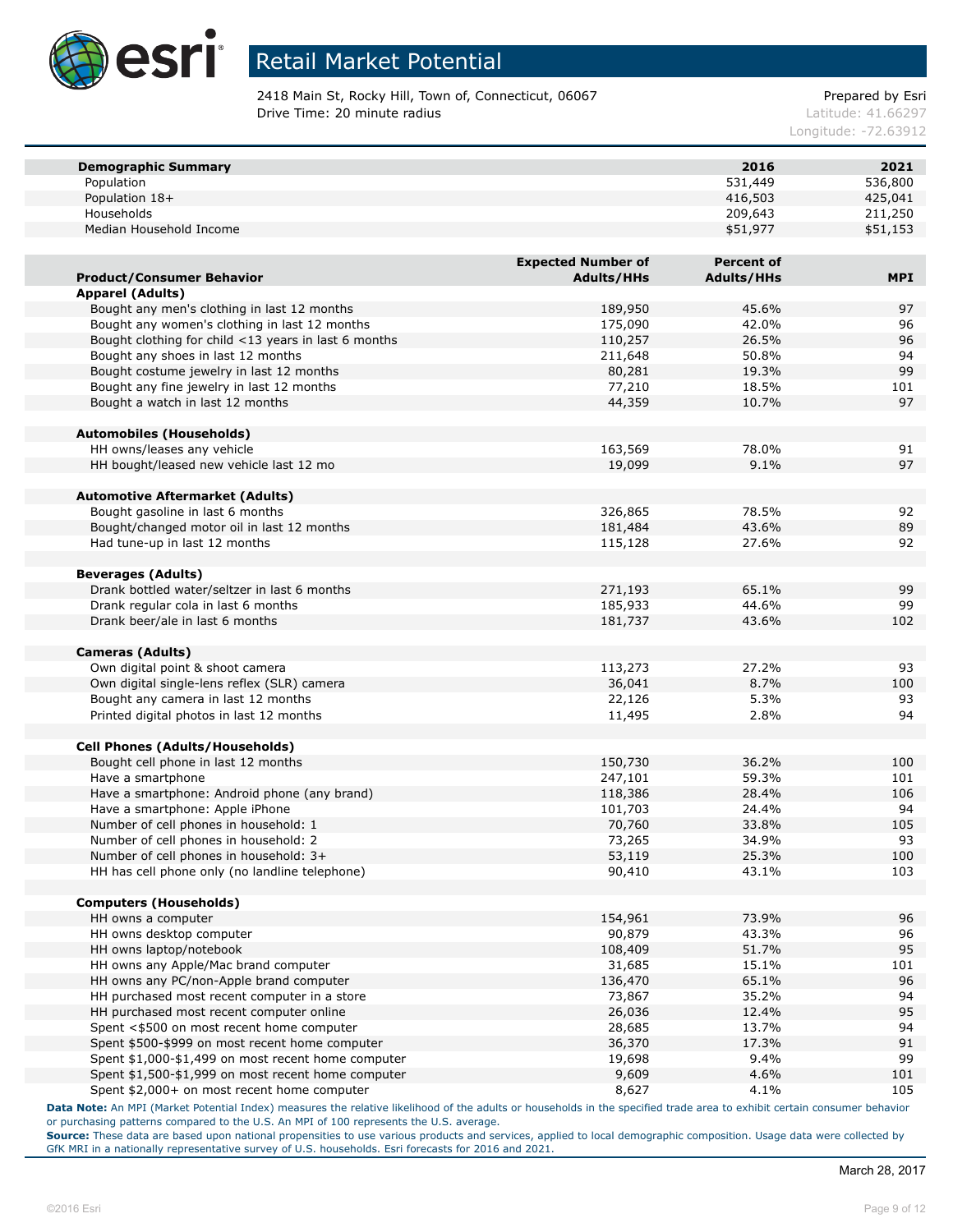# Retail Market Potential

2418 Main St, Rocky Hill, Town of, Connecticut, 06067
Drive Time: 20 minute radius

Prepared by Esri
Latitude: 41.66297
Longitude: -72.63912

| Demographic Summary | 2016 | 2021 |
|---|---|---|
| Population | 531,449 | 536,800 |
| Population 18+ | 416,503 | 425,041 |
| Households | 209,643 | 211,250 |
| Median Household Income | $51,977 | $51,153 |

| Product/Consumer Behavior | Expected Number of Adults/HHs | Percent of Adults/HHs | MPI |
|---|---|---|---|
| **Apparel (Adults)** | | | |
| Bought any men's clothing in last 12 months | 189,950 | 45.6% | 97 |
| Bought any women's clothing in last 12 months | 175,090 | 42.0% | 96 |
| Bought clothing for child <13 years in last 6 months | 110,257 | 26.5% | 96 |
| Bought any shoes in last 12 months | 211,648 | 50.8% | 94 |
| Bought costume jewelry in last 12 months | 80,281 | 19.3% | 99 |
| Bought any fine jewelry in last 12 months | 77,210 | 18.5% | 101 |
| Bought a watch in last 12 months | 44,359 | 10.7% | 97 |
| **Automobiles (Households)** | | | |
| HH owns/leases any vehicle | 163,569 | 78.0% | 91 |
| HH bought/leased new vehicle last 12 mo | 19,099 | 9.1% | 97 |
| **Automotive Aftermarket (Adults)** | | | |
| Bought gasoline in last 6 months | 326,865 | 78.5% | 92 |
| Bought/changed motor oil in last 12 months | 181,484 | 43.6% | 89 |
| Had tune-up in last 12 months | 115,128 | 27.6% | 92 |
| **Beverages (Adults)** | | | |
| Drank bottled water/seltzer in last 6 months | 271,193 | 65.1% | 99 |
| Drank regular cola in last 6 months | 185,933 | 44.6% | 99 |
| Drank beer/ale in last 6 months | 181,737 | 43.6% | 102 |
| **Cameras (Adults)** | | | |
| Own digital point & shoot camera | 113,273 | 27.2% | 93 |
| Own digital single-lens reflex (SLR) camera | 36,041 | 8.7% | 100 |
| Bought any camera in last 12 months | 22,126 | 5.3% | 93 |
| Printed digital photos in last 12 months | 11,495 | 2.8% | 94 |
| **Cell Phones (Adults/Households)** | | | |
| Bought cell phone in last 12 months | 150,730 | 36.2% | 100 |
| Have a smartphone | 247,101 | 59.3% | 101 |
| Have a smartphone: Android phone (any brand) | 118,386 | 28.4% | 106 |
| Have a smartphone: Apple iPhone | 101,703 | 24.4% | 94 |
| Number of cell phones in household: 1 | 70,760 | 33.8% | 105 |
| Number of cell phones in household: 2 | 73,265 | 34.9% | 93 |
| Number of cell phones in household: 3+ | 53,119 | 25.3% | 100 |
| HH has cell phone only (no landline telephone) | 90,410 | 43.1% | 103 |
| **Computers (Households)** | | | |
| HH owns a computer | 154,961 | 73.9% | 96 |
| HH owns desktop computer | 90,879 | 43.3% | 96 |
| HH owns laptop/notebook | 108,409 | 51.7% | 95 |
| HH owns any Apple/Mac brand computer | 31,685 | 15.1% | 101 |
| HH owns any PC/non-Apple brand computer | 136,470 | 65.1% | 96 |
| HH purchased most recent computer in a store | 73,867 | 35.2% | 94 |
| HH purchased most recent computer online | 26,036 | 12.4% | 95 |
| Spent <$500 on most recent home computer | 28,685 | 13.7% | 94 |
| Spent $500-$999 on most recent home computer | 36,370 | 17.3% | 91 |
| Spent $1,000-$1,499 on most recent home computer | 19,698 | 9.4% | 99 |
| Spent $1,500-$1,999 on most recent home computer | 9,609 | 4.6% | 101 |
| Spent $2,000+ on most recent home computer | 8,627 | 4.1% | 105 |

**Data Note:** An MPI (Market Potential Index) measures the relative likelihood of the adults or households in the specified trade area to exhibit certain consumer behavior or purchasing patterns compared to the U.S. An MPI of 100 represents the U.S. average.

**Source:** These data are based upon national propensities to use various products and services, applied to local demographic composition. Usage data were collected by GfK MRI in a nationally representative survey of U.S. households. Esri forecasts for 2016 and 2021.

March 28, 2017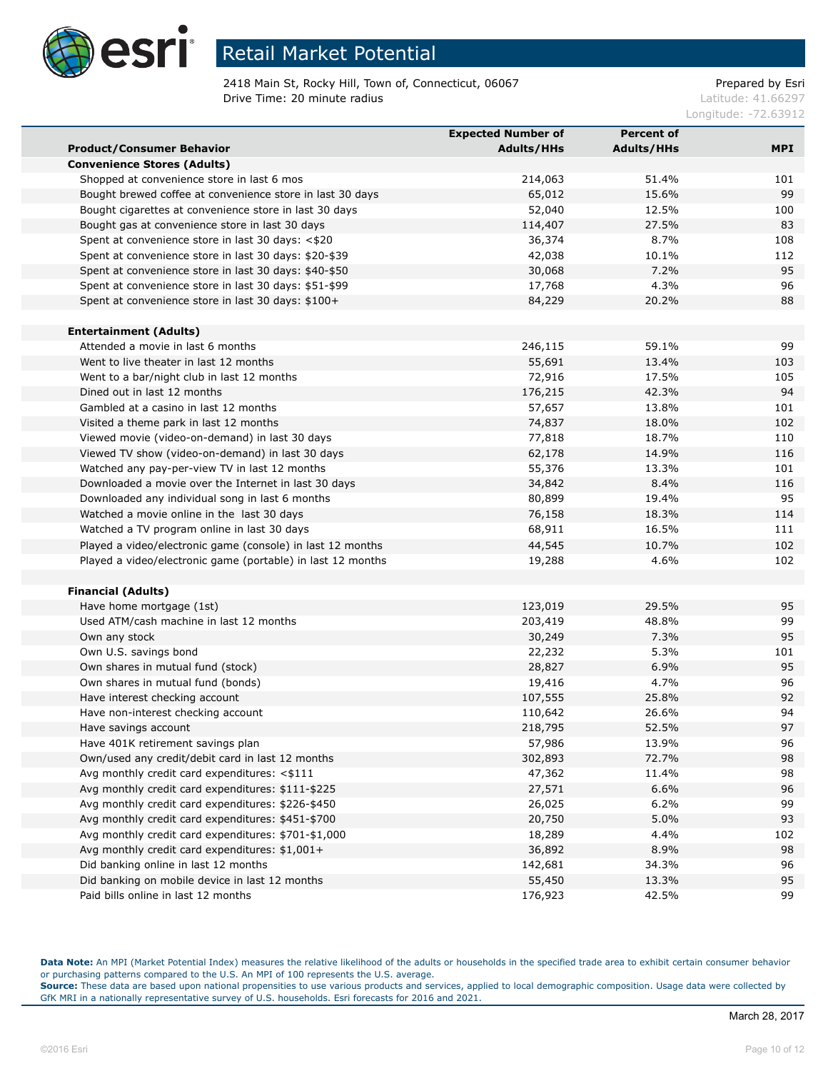# Retail Market Potential

2418 Main St, Rocky Hill, Town of, Connecticut, 06067
Drive Time: 20 minute radius

Prepared by Esri
Latitude: 41.66297
Longitude: -72.63912

| Product/Consumer Behavior | Expected Number of Adults/HHs | Percent of Adults/HHs | MPI |
|---|---|---|---|
| **Convenience Stores (Adults)** | | | |
| Shopped at convenience store in last 6 mos | 214,063 | 51.4% | 101 |
| Bought brewed coffee at convenience store in last 30 days | 65,012 | 15.6% | 99 |
| Bought cigarettes at convenience store in last 30 days | 52,040 | 12.5% | 100 |
| Bought gas at convenience store in last 30 days | 114,407 | 27.5% | 83 |
| Spent at convenience store in last 30 days: <$20 | 36,374 | 8.7% | 108 |
| Spent at convenience store in last 30 days: $20-$39 | 42,038 | 10.1% | 112 |
| Spent at convenience store in last 30 days: $40-$50 | 30,068 | 7.2% | 95 |
| Spent at convenience store in last 30 days: $51-$99 | 17,768 | 4.3% | 96 |
| Spent at convenience store in last 30 days: $100+ | 84,229 | 20.2% | 88 |
| | | | |
| **Entertainment (Adults)** | | | |
| Attended a movie in last 6 months | 246,115 | 59.1% | 99 |
| Went to live theater in last 12 months | 55,691 | 13.4% | 103 |
| Went to a bar/night club in last 12 months | 72,916 | 17.5% | 105 |
| Dined out in last 12 months | 176,215 | 42.3% | 94 |
| Gambled at a casino in last 12 months | 57,657 | 13.8% | 101 |
| Visited a theme park in last 12 months | 74,837 | 18.0% | 102 |
| Viewed movie (video-on-demand) in last 30 days | 77,818 | 18.7% | 110 |
| Viewed TV show (video-on-demand) in last 30 days | 62,178 | 14.9% | 116 |
| Watched any pay-per-view TV in last 12 months | 55,376 | 13.3% | 101 |
| Downloaded a movie over the Internet in last 30 days | 34,842 | 8.4% | 116 |
| Downloaded any individual song in last 6 months | 80,899 | 19.4% | 95 |
| Watched a movie online in the last 30 days | 76,158 | 18.3% | 114 |
| Watched a TV program online in last 30 days | 68,911 | 16.5% | 111 |
| Played a video/electronic game (console) in last 12 months | 44,545 | 10.7% | 102 |
| Played a video/electronic game (portable) in last 12 months | 19,288 | 4.6% | 102 |
| | | | |
| **Financial (Adults)** | | | |
| Have home mortgage (1st) | 123,019 | 29.5% | 95 |
| Used ATM/cash machine in last 12 months | 203,419 | 48.8% | 99 |
| Own any stock | 30,249 | 7.3% | 95 |
| Own U.S. savings bond | 22,232 | 5.3% | 101 |
| Own shares in mutual fund (stock) | 28,827 | 6.9% | 95 |
| Own shares in mutual fund (bonds) | 19,416 | 4.7% | 96 |
| Have interest checking account | 107,555 | 25.8% | 92 |
| Have non-interest checking account | 110,642 | 26.6% | 94 |
| Have savings account | 218,795 | 52.5% | 97 |
| Have 401K retirement savings plan | 57,986 | 13.9% | 96 |
| Own/used any credit/debit card in last 12 months | 302,893 | 72.7% | 98 |
| Avg monthly credit card expenditures: <$111 | 47,362 | 11.4% | 98 |
| Avg monthly credit card expenditures: $111-$225 | 27,571 | 6.6% | 96 |
| Avg monthly credit card expenditures: $226-$450 | 26,025 | 6.2% | 99 |
| Avg monthly credit card expenditures: $451-$700 | 20,750 | 5.0% | 93 |
| Avg monthly credit card expenditures: $701-$1,000 | 18,289 | 4.4% | 102 |
| Avg monthly credit card expenditures: $1,001+ | 36,892 | 8.9% | 98 |
| Did banking online in last 12 months | 142,681 | 34.3% | 96 |
| Did banking on mobile device in last 12 months | 55,450 | 13.3% | 95 |
| Paid bills online in last 12 months | 176,923 | 42.5% | 99 |

**Data Note:** An MPI (Market Potential Index) measures the relative likelihood of the adults or households in the specified trade area to exhibit certain consumer behavior or purchasing patterns compared to the U.S. An MPI of 100 represents the U.S. average.
**Source:** These data are based upon national propensities to use various products and services, applied to local demographic composition. Usage data were collected by GfK MRI in a nationally representative survey of U.S. households. Esri forecasts for 2016 and 2021.

March 28, 2017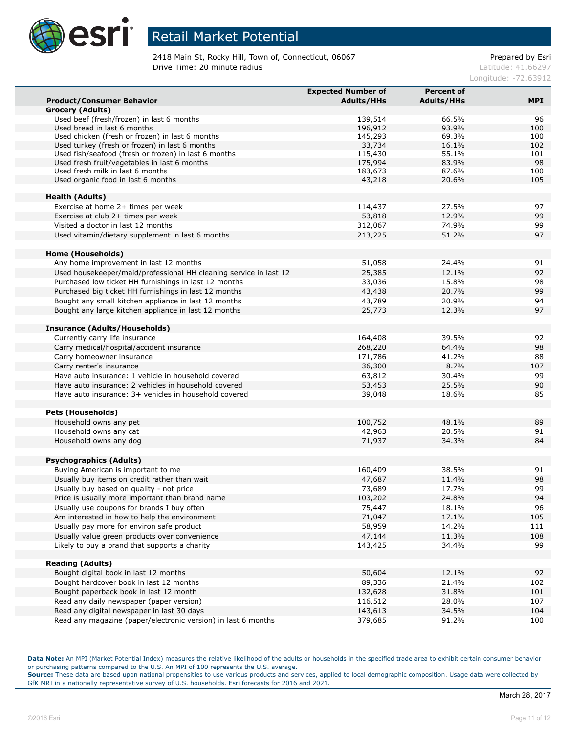# Retail Market Potential

2418 Main St, Rocky Hill, Town of, Connecticut, 06067
Drive Time: 20 minute radius

Prepared by Esri
Latitude: 41.66297
Longitude: -72.63912

| Product/Consumer Behavior | Expected Number of Adults/HHs | Percent of Adults/HHs | MPI |
|---|---|---|---|
| **Grocery (Adults)** | | | |
| Used beef (fresh/frozen) in last 6 months | 139,514 | 66.5% | 96 |
| Used bread in last 6 months | 196,912 | 93.9% | 100 |
| Used chicken (fresh or frozen) in last 6 months | 145,293 | 69.3% | 100 |
| Used turkey (fresh or frozen) in last 6 months | 33,734 | 16.1% | 102 |
| Used fish/seafood (fresh or frozen) in last 6 months | 115,430 | 55.1% | 101 |
| Used fresh fruit/vegetables in last 6 months | 175,994 | 83.9% | 98 |
| Used fresh milk in last 6 months | 183,673 | 87.6% | 100 |
| Used organic food in last 6 months | 43,218 | 20.6% | 105 |
| **Health (Adults)** | | | |
| Exercise at home 2+ times per week | 114,437 | 27.5% | 97 |
| Exercise at club 2+ times per week | 53,818 | 12.9% | 99 |
| Visited a doctor in last 12 months | 312,067 | 74.9% | 99 |
| Used vitamin/dietary supplement in last 6 months | 213,225 | 51.2% | 97 |
| **Home (Households)** | | | |
| Any home improvement in last 12 months | 51,058 | 24.4% | 91 |
| Used housekeeper/maid/professional HH cleaning service in last 12 | 25,385 | 12.1% | 92 |
| Purchased low ticket HH furnishings in last 12 months | 33,036 | 15.8% | 98 |
| Purchased big ticket HH furnishings in last 12 months | 43,438 | 20.7% | 99 |
| Bought any small kitchen appliance in last 12 months | 43,789 | 20.9% | 94 |
| Bought any large kitchen appliance in last 12 months | 25,773 | 12.3% | 97 |
| **Insurance (Adults/Households)** | | | |
| Currently carry life insurance | 164,408 | 39.5% | 92 |
| Carry medical/hospital/accident insurance | 268,220 | 64.4% | 98 |
| Carry homeowner insurance | 171,786 | 41.2% | 88 |
| Carry renter's insurance | 36,300 | 8.7% | 107 |
| Have auto insurance: 1 vehicle in household covered | 63,812 | 30.4% | 99 |
| Have auto insurance: 2 vehicles in household covered | 53,453 | 25.5% | 90 |
| Have auto insurance: 3+ vehicles in household covered | 39,048 | 18.6% | 85 |
| **Pets (Households)** | | | |
| Household owns any pet | 100,752 | 48.1% | 89 |
| Household owns any cat | 42,963 | 20.5% | 91 |
| Household owns any dog | 71,937 | 34.3% | 84 |
| **Psychographics (Adults)** | | | |
| Buying American is important to me | 160,409 | 38.5% | 91 |
| Usually buy items on credit rather than wait | 47,687 | 11.4% | 98 |
| Usually buy based on quality - not price | 73,689 | 17.7% | 99 |
| Price is usually more important than brand name | 103,202 | 24.8% | 94 |
| Usually use coupons for brands I buy often | 75,447 | 18.1% | 96 |
| Am interested in how to help the environment | 71,047 | 17.1% | 105 |
| Usually pay more for environ safe product | 58,959 | 14.2% | 111 |
| Usually value green products over convenience | 47,144 | 11.3% | 108 |
| Likely to buy a brand that supports a charity | 143,425 | 34.4% | 99 |
| **Reading (Adults)** | | | |
| Bought digital book in last 12 months | 50,604 | 12.1% | 92 |
| Bought hardcover book in last 12 months | 89,336 | 21.4% | 102 |
| Bought paperback book in last 12 month | 132,628 | 31.8% | 101 |
| Read any daily newspaper (paper version) | 116,512 | 28.0% | 107 |
| Read any digital newspaper in last 30 days | 143,613 | 34.5% | 104 |
| Read any magazine (paper/electronic version) in last 6 months | 379,685 | 91.2% | 100 |

**Data Note:** An MPI (Market Potential Index) measures the relative likelihood of the adults or households in the specified trade area to exhibit certain consumer behavior or purchasing patterns compared to the U.S. An MPI of 100 represents the U.S. average.
**Source:** These data are based upon national propensities to use various products and services, applied to local demographic composition. Usage data were collected by GfK MRI in a nationally representative survey of U.S. households. Esri forecasts for 2016 and 2021.

March 28, 2017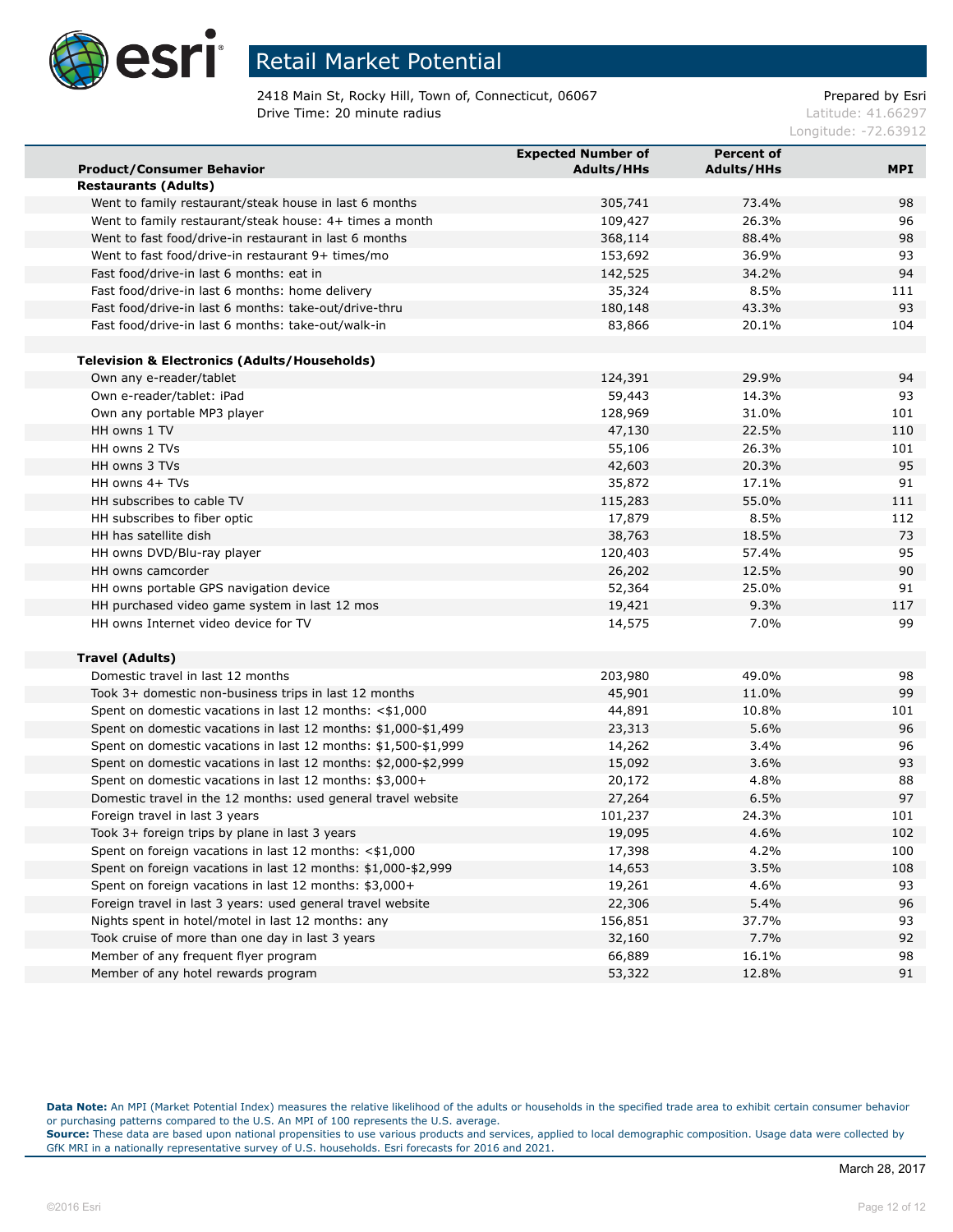# Retail Market Potential

2418 Main St, Rocky Hill, Town of, Connecticut, 06067
Drive Time: 20 minute radius

Prepared by Esri
Latitude: 41.66297
Longitude: -72.63912

| Product/Consumer Behavior | Expected Number of Adults/HHs | Percent of Adults/HHs | MPI |
|---|---|---|---|
| **Restaurants (Adults)** | | | |
| Went to family restaurant/steak house in last 6 months | 305,741 | 73.4% | 98 |
| Went to family restaurant/steak house: 4+ times a month | 109,427 | 26.3% | 96 |
| Went to fast food/drive-in restaurant in last 6 months | 368,114 | 88.4% | 98 |
| Went to fast food/drive-in restaurant 9+ times/mo | 153,692 | 36.9% | 93 |
| Fast food/drive-in last 6 months: eat in | 142,525 | 34.2% | 94 |
| Fast food/drive-in last 6 months: home delivery | 35,324 | 8.5% | 111 |
| Fast food/drive-in last 6 months: take-out/drive-thru | 180,148 | 43.3% | 93 |
| Fast food/drive-in last 6 months: take-out/walk-in | 83,866 | 20.1% | 104 |
| | | | |
| **Television & Electronics (Adults/Households)** | | | |
| Own any e-reader/tablet | 124,391 | 29.9% | 94 |
| Own e-reader/tablet: iPad | 59,443 | 14.3% | 93 |
| Own any portable MP3 player | 128,969 | 31.0% | 101 |
| HH owns 1 TV | 47,130 | 22.5% | 110 |
| HH owns 2 TVs | 55,106 | 26.3% | 101 |
| HH owns 3 TVs | 42,603 | 20.3% | 95 |
| HH owns 4+ TVs | 35,872 | 17.1% | 91 |
| HH subscribes to cable TV | 115,283 | 55.0% | 111 |
| HH subscribes to fiber optic | 17,879 | 8.5% | 112 |
| HH has satellite dish | 38,763 | 18.5% | 73 |
| HH owns DVD/Blu-ray player | 120,403 | 57.4% | 95 |
| HH owns camcorder | 26,202 | 12.5% | 90 |
| HH owns portable GPS navigation device | 52,364 | 25.0% | 91 |
| HH purchased video game system in last 12 mos | 19,421 | 9.3% | 117 |
| HH owns Internet video device for TV | 14,575 | 7.0% | 99 |
| | | | |
| **Travel (Adults)** | | | |
| Domestic travel in last 12 months | 203,980 | 49.0% | 98 |
| Took 3+ domestic non-business trips in last 12 months | 45,901 | 11.0% | 99 |
| Spent on domestic vacations in last 12 months: <$1,000 | 44,891 | 10.8% | 101 |
| Spent on domestic vacations in last 12 months: $1,000-$1,499 | 23,313 | 5.6% | 96 |
| Spent on domestic vacations in last 12 months: $1,500-$1,999 | 14,262 | 3.4% | 96 |
| Spent on domestic vacations in last 12 months: $2,000-$2,999 | 15,092 | 3.6% | 93 |
| Spent on domestic vacations in last 12 months: $3,000+ | 20,172 | 4.8% | 88 |
| Domestic travel in the 12 months: used general travel website | 27,264 | 6.5% | 97 |
| Foreign travel in last 3 years | 101,237 | 24.3% | 101 |
| Took 3+ foreign trips by plane in last 3 years | 19,095 | 4.6% | 102 |
| Spent on foreign vacations in last 12 months: <$1,000 | 17,398 | 4.2% | 100 |
| Spent on foreign vacations in last 12 months: $1,000-$2,999 | 14,653 | 3.5% | 108 |
| Spent on foreign vacations in last 12 months: $3,000+ | 19,261 | 4.6% | 93 |
| Foreign travel in last 3 years: used general travel website | 22,306 | 5.4% | 96 |
| Nights spent in hotel/motel in last 12 months: any | 156,851 | 37.7% | 93 |
| Took cruise of more than one day in last 3 years | 32,160 | 7.7% | 92 |
| Member of any frequent flyer program | 66,889 | 16.1% | 98 |
| Member of any hotel rewards program | 53,322 | 12.8% | 91 |

**Data Note:** An MPI (Market Potential Index) measures the relative likelihood of the adults or households in the specified trade area to exhibit certain consumer behavior or purchasing patterns compared to the U.S. An MPI of 100 represents the U.S. average.
**Source:** These data are based upon national propensities to use various products and services, applied to local demographic composition. Usage data were collected by GfK MRI in a nationally representative survey of U.S. households. Esri forecasts for 2016 and 2021.

March 28, 2017